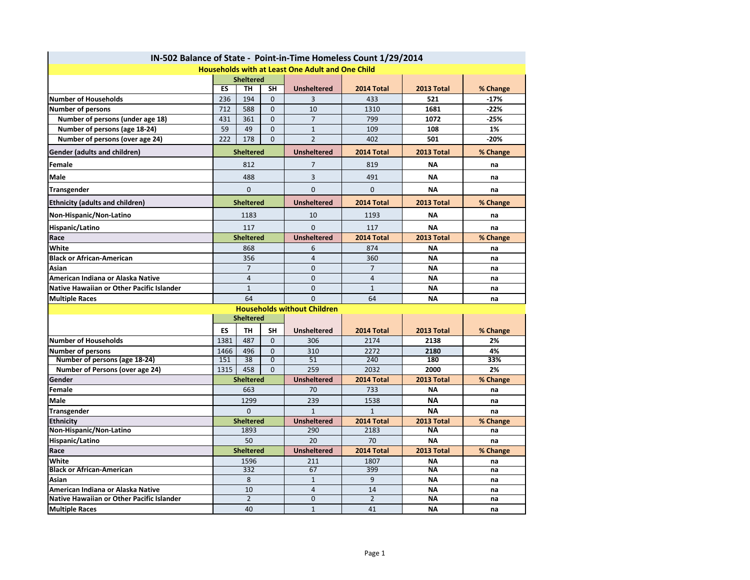# IN-502 Balance of State - Point-in-Time Homeless Count 1/29/2014

## Households with at Least One Adult and One Child

| | Sheltered | | | Unsheltered | 2014 Total | 2013 Total | % Change |
|---|---|---|---|---|---|---|---|
| | ES | TH | SH | | | | |
| **Number of Households** | 236 | 194 | 0 | 3 | 433 | **521** | **-17%** |
| **Number of persons** | 712 | 588 | 0 | 10 | 1310 | **1681** | **-22%** |
| **Number of persons (under age 18)** | 431 | 361 | 0 | 7 | 799 | **1072** | **-25%** |
| **Number of persons (age 18-24)** | 59 | 49 | 0 | 1 | 109 | **108** | **1%** |
| **Number of persons (over age 24)** | 222 | 178 | 0 | 2 | 402 | **501** | **-20%** |

| **Gender (adults and children)** | **Sheltered** | **Unsheltered** | **2014 Total** | **2013 Total** | **% Change** |
|---|---|---|---|---|---|
| **Female** | 812 | 7 | 819 | **NA** | **na** |
| **Male** | 488 | 3 | 491 | **NA** | **na** |
| **Transgender** | 0 | 0 | 0 | **NA** | **na** |

| **Ethnicity (adults and children)** | **Sheltered** | **Unsheltered** | **2014 Total** | **2013 Total** | **% Change** |
|---|---|---|---|---|---|
| **Non-Hispanic/Non-Latino** | 1183 | 10 | 1193 | **NA** | **na** |
| **Hispanic/Latino** | 117 | 0 | 117 | **NA** | **na** |

| **Race** | **Sheltered** | **Unsheltered** | **2014 Total** | **2013 Total** | **% Change** |
|---|---|---|---|---|---|
| **White** | 868 | 6 | 874 | **NA** | **na** |
| **Black or African-American** | 356 | 4 | 360 | **NA** | **na** |
| **Asian** | 7 | 0 | 7 | **NA** | **na** |
| **American Indiana or Alaska Native** | 4 | 0 | 4 | **NA** | **na** |
| **Native Hawaiian or Other Pacific Islander** | 1 | 0 | 1 | **NA** | **na** |
| **Multiple Races** | 64 | 0 | 64 | **NA** | **na** |

## Households without Children

| | Sheltered | | | Unsheltered | 2014 Total | 2013 Total | % Change |
|---|---|---|---|---|---|---|---|
| | ES | TH | SH | | | | |
| **Number of Households** | 1381 | 487 | 0 | 306 | 2174 | **2138** | **2%** |
| **Number of persons** | 1466 | 496 | 0 | 310 | 2272 | **2180** | **4%** |
| **Number of persons (age 18-24)** | 151 | 38 | 0 | 51 | 240 | **180** | **33%** |
| **Number of Persons (over age 24)** | 1315 | 458 | 0 | 259 | 2032 | **2000** | **2%** |

| **Gender** | **Sheltered** | **Unsheltered** | **2014 Total** | **2013 Total** | **% Change** |
|---|---|---|---|---|---|
| **Female** | 663 | 70 | 733 | **NA** | **na** |
| **Male** | 1299 | 239 | 1538 | **NA** | **na** |
| **Transgender** | 0 | 1 | 1 | **NA** | **na** |

| **Ethnicity** | **Sheltered** | **Unsheltered** | **2014 Total** | **2013 Total** | **% Change** |
|---|---|---|---|---|---|
| **Non-Hispanic/Non-Latino** | 1893 | 290 | 2183 | **NA** | **na** |
| **Hispanic/Latino** | 50 | 20 | 70 | **NA** | **na** |

| **Race** | **Sheltered** | **Unsheltered** | **2014 Total** | **2013 Total** | **% Change** |
|---|---|---|---|---|---|
| **White** | 1596 | 211 | 1807 | **NA** | **na** |
| **Black or African-American** | 332 | 67 | 399 | **NA** | **na** |
| **Asian** | 8 | 1 | 9 | **NA** | **na** |
| **American Indiana or Alaska Native** | 10 | 4 | 14 | **NA** | **na** |
| **Native Hawaiian or Other Pacific Islander** | 2 | 0 | 2 | **NA** | **na** |
| **Multiple Races** | 40 | 1 | 41 | **NA** | **na** |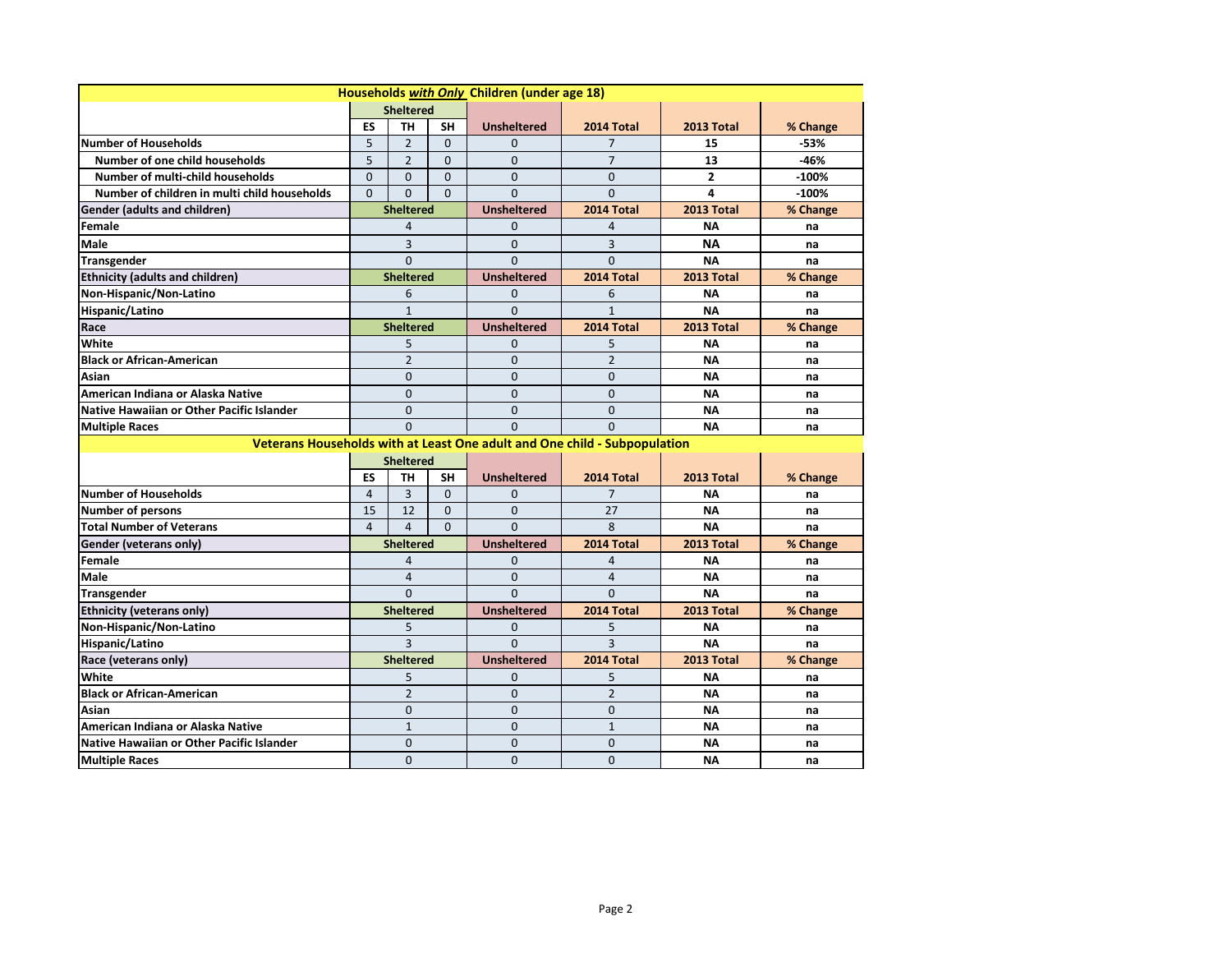## Households *with Only* Children (under age 18)

| | Sheltered | | | Unsheltered | 2014 Total | 2013 Total | % Change |
|---|---|---|---|---|---|---|---|
| | ES | TH | SH | | | | |
| **Number of Households** | 5 | 2 | 0 | 0 | 7 | **15** | **-53%** |
| **Number of one child households** | 5 | 2 | 0 | 0 | 7 | **13** | **-46%** |
| **Number of multi-child households** | 0 | 0 | 0 | 0 | 0 | **2** | **-100%** |
| **Number of children in multi child households** | 0 | 0 | 0 | 0 | 0 | **4** | **-100%** |
| **Gender (adults and children)** | **Sheltered** | | | **Unsheltered** | **2014 Total** | **2013 Total** | **% Change** |
| **Female** | 4 | | | 0 | 4 | **NA** | **na** |
| **Male** | 3 | | | 0 | 3 | **NA** | **na** |
| **Transgender** | 0 | | | 0 | 0 | **NA** | **na** |
| **Ethnicity (adults and children)** | **Sheltered** | | | **Unsheltered** | **2014 Total** | **2013 Total** | **% Change** |
| **Non-Hispanic/Non-Latino** | 6 | | | 0 | 6 | **NA** | **na** |
| **Hispanic/Latino** | 1 | | | 0 | 1 | **NA** | **na** |
| **Race** | **Sheltered** | | | **Unsheltered** | **2014 Total** | **2013 Total** | **% Change** |
| **White** | 5 | | | 0 | 5 | **NA** | **na** |
| **Black or African-American** | 2 | | | 0 | 2 | **NA** | **na** |
| **Asian** | 0 | | | 0 | 0 | **NA** | **na** |
| **American Indiana or Alaska Native** | 0 | | | 0 | 0 | **NA** | **na** |
| **Native Hawaiian or Other Pacific Islander** | 0 | | | 0 | 0 | **NA** | **na** |
| **Multiple Races** | 0 | | | 0 | 0 | **NA** | **na** |

## Veterans Households with at Least One adult and One child - Subpopulation

| | Sheltered | | | Unsheltered | 2014 Total | 2013 Total | % Change |
|---|---|---|---|---|---|---|---|
| | ES | TH | SH | | | | |
| **Number of Households** | 4 | 3 | 0 | 0 | 7 | **NA** | **na** |
| **Number of persons** | 15 | 12 | 0 | 0 | 27 | **NA** | **na** |
| **Total Number of Veterans** | 4 | 4 | 0 | 0 | 8 | **NA** | **na** |
| **Gender (veterans only)** | **Sheltered** | | | **Unsheltered** | **2014 Total** | **2013 Total** | **% Change** |
| **Female** | 4 | | | 0 | 4 | **NA** | **na** |
| **Male** | 4 | | | 0 | 4 | **NA** | **na** |
| **Transgender** | 0 | | | 0 | 0 | **NA** | **na** |
| **Ethnicity (veterans only)** | **Sheltered** | | | **Unsheltered** | **2014 Total** | **2013 Total** | **% Change** |
| **Non-Hispanic/Non-Latino** | 5 | | | 0 | 5 | **NA** | **na** |
| **Hispanic/Latino** | 3 | | | 0 | 3 | **NA** | **na** |
| **Race (veterans only)** | **Sheltered** | | | **Unsheltered** | **2014 Total** | **2013 Total** | **% Change** |
| **White** | 5 | | | 0 | 5 | **NA** | **na** |
| **Black or African-American** | 2 | | | 0 | 2 | **NA** | **na** |
| **Asian** | 0 | | | 0 | 0 | **NA** | **na** |
| **American Indiana or Alaska Native** | 1 | | | 0 | 1 | **NA** | **na** |
| **Native Hawaiian or Other Pacific Islander** | 0 | | | 0 | 0 | **NA** | **na** |
| **Multiple Races** | 0 | | | 0 | 0 | **NA** | **na** |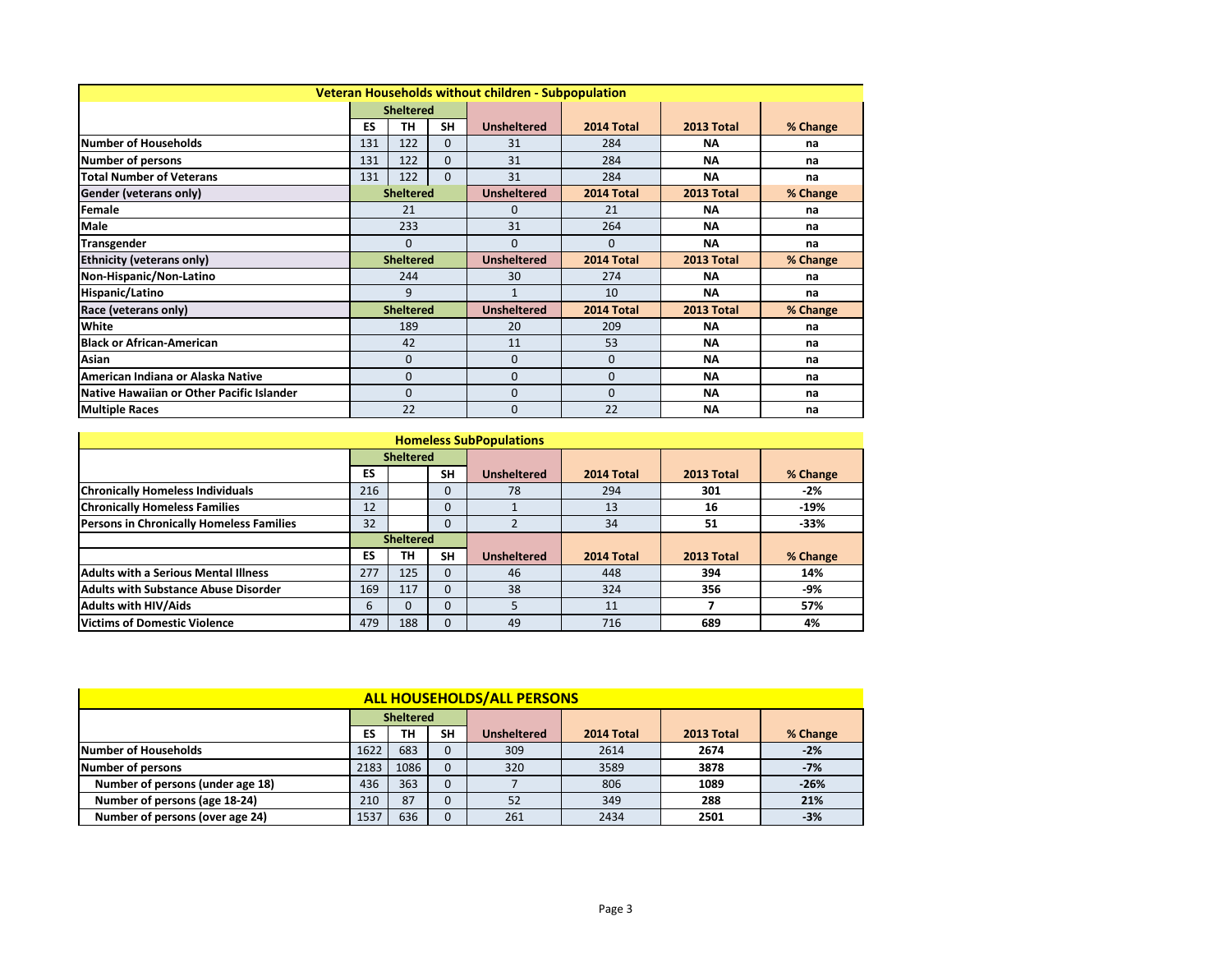## Veteran Households without children - Subpopulation

| | Sheltered | | | Unsheltered | 2014 Total | 2013 Total | % Change |
|---|---|---|---|---|---|---|---|
| | ES | TH | SH | | | | |
| **Number of Households** | 131 | 122 | 0 | 31 | 284 | **NA** | **na** |
| **Number of persons** | 131 | 122 | 0 | 31 | 284 | **NA** | **na** |
| **Total Number of Veterans** | 131 | 122 | 0 | 31 | 284 | **NA** | **na** |
| **Gender (veterans only)** | **Sheltered** | | | **Unsheltered** | **2014 Total** | **2013 Total** | **% Change** |
| **Female** | 21 | | | 0 | 21 | **NA** | **na** |
| **Male** | 233 | | | 31 | 264 | **NA** | **na** |
| **Transgender** | 0 | | | 0 | 0 | **NA** | **na** |
| **Ethnicity (veterans only)** | **Sheltered** | | | **Unsheltered** | **2014 Total** | **2013 Total** | **% Change** |
| **Non-Hispanic/Non-Latino** | 244 | | | 30 | 274 | **NA** | **na** |
| **Hispanic/Latino** | 9 | | | 1 | 10 | **NA** | **na** |
| **Race (veterans only)** | **Sheltered** | | | **Unsheltered** | **2014 Total** | **2013 Total** | **% Change** |
| **White** | 189 | | | 20 | 209 | **NA** | **na** |
| **Black or African-American** | 42 | | | 11 | 53 | **NA** | **na** |
| **Asian** | 0 | | | 0 | 0 | **NA** | **na** |
| **American Indiana or Alaska Native** | 0 | | | 0 | 0 | **NA** | **na** |
| **Native Hawaiian or Other Pacific Islander** | 0 | | | 0 | 0 | **NA** | **na** |
| **Multiple Races** | 22 | | | 0 | 22 | **NA** | **na** |

## Homeless SubPopulations

| | Sheltered | | | Unsheltered | 2014 Total | 2013 Total | % Change |
|---|---|---|---|---|---|---|---|
| | ES | | SH | | | | |
| **Chronically Homeless Individuals** | 216 | | 0 | 78 | 294 | **301** | **-2%** |
| **Chronically Homeless Families** | 12 | | 0 | 1 | 13 | **16** | **-19%** |
| **Persons in Chronically Homeless Families** | 32 | | 0 | 2 | 34 | **51** | **-33%** |
| | **Sheltered** | | | **Unsheltered** | **2014 Total** | **2013 Total** | **% Change** |
| | **ES** | **TH** | **SH** | | | | |
| **Adults with a Serious Mental Illness** | 277 | 125 | 0 | 46 | 448 | **394** | **14%** |
| **Adults with Substance Abuse Disorder** | 169 | 117 | 0 | 38 | 324 | **356** | **-9%** |
| **Adults with HIV/Aids** | 6 | 0 | 0 | 5 | 11 | **7** | **57%** |
| **Victims of Domestic Violence** | 479 | 188 | 0 | 49 | 716 | **689** | **4%** |

## ALL HOUSEHOLDS/ALL PERSONS

| | Sheltered | | | Unsheltered | 2014 Total | 2013 Total | % Change |
|---|---|---|---|---|---|---|---|
| | ES | TH | SH | | | | |
| **Number of Households** | 1622 | 683 | 0 | 309 | 2614 | **2674** | **-2%** |
| **Number of persons** | 2183 | 1086 | 0 | 320 | 3589 | **3878** | **-7%** |
| **Number of persons (under age 18)** | 436 | 363 | 0 | 7 | 806 | **1089** | **-26%** |
| **Number of persons (age 18-24)** | 210 | 87 | 0 | 52 | 349 | **288** | **21%** |
| **Number of persons (over age 24)** | 1537 | 636 | 0 | 261 | 2434 | **2501** | **-3%** |